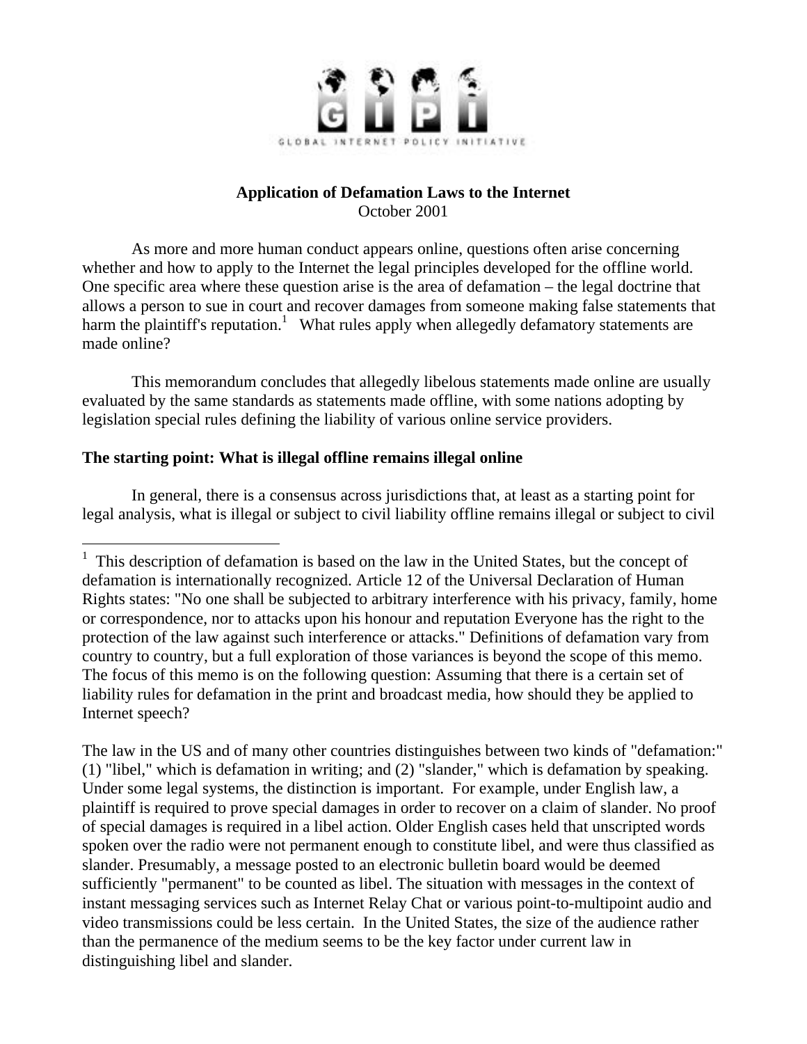GLOBAL INTERNET POLICY INITIATIVE

**Application of Defamation Laws to the Internet**
October 2001

As more and more human conduct appears online, questions often arise concerning whether and how to apply to the Internet the legal principles developed for the offline world. One specific area where these question arise is the area of defamation – the legal doctrine that allows a person to sue in court and recover damages from someone making false statements that harm the plaintiff's reputation.[1] What rules apply when allegedly defamatory statements are made online?

This memorandum concludes that allegedly libelous statements made online are usually evaluated by the same standards as statements made offline, with some nations adopting by legislation special rules defining the liability of various online service providers.

**The starting point: What is illegal offline remains illegal online**

In general, there is a consensus across jurisdictions that, at least as a starting point for legal analysis, what is illegal or subject to civil liability offline remains illegal or subject to civil

---

[1] This description of defamation is based on the law in the United States, but the concept of defamation is internationally recognized. Article 12 of the Universal Declaration of Human Rights states: "No one shall be subjected to arbitrary interference with his privacy, family, home or correspondence, nor to attacks upon his honour and reputation Everyone has the right to the protection of the law against such interference or attacks." Definitions of defamation vary from country to country, but a full exploration of those variances is beyond the scope of this memo. The focus of this memo is on the following question: Assuming that there is a certain set of liability rules for defamation in the print and broadcast media, how should they be applied to Internet speech?

The law in the US and of many other countries distinguishes between two kinds of "defamation:" (1) "libel," which is defamation in writing; and (2) "slander," which is defamation by speaking. Under some legal systems, the distinction is important. For example, under English law, a plaintiff is required to prove special damages in order to recover on a claim of slander. No proof of special damages is required in a libel action. Older English cases held that unscripted words spoken over the radio were not permanent enough to constitute libel, and were thus classified as slander. Presumably, a message posted to an electronic bulletin board would be deemed sufficiently "permanent" to be counted as libel. The situation with messages in the context of instant messaging services such as Internet Relay Chat or various point-to-multipoint audio and video transmissions could be less certain. In the United States, the size of the audience rather than the permanence of the medium seems to be the key factor under current law in distinguishing libel and slander.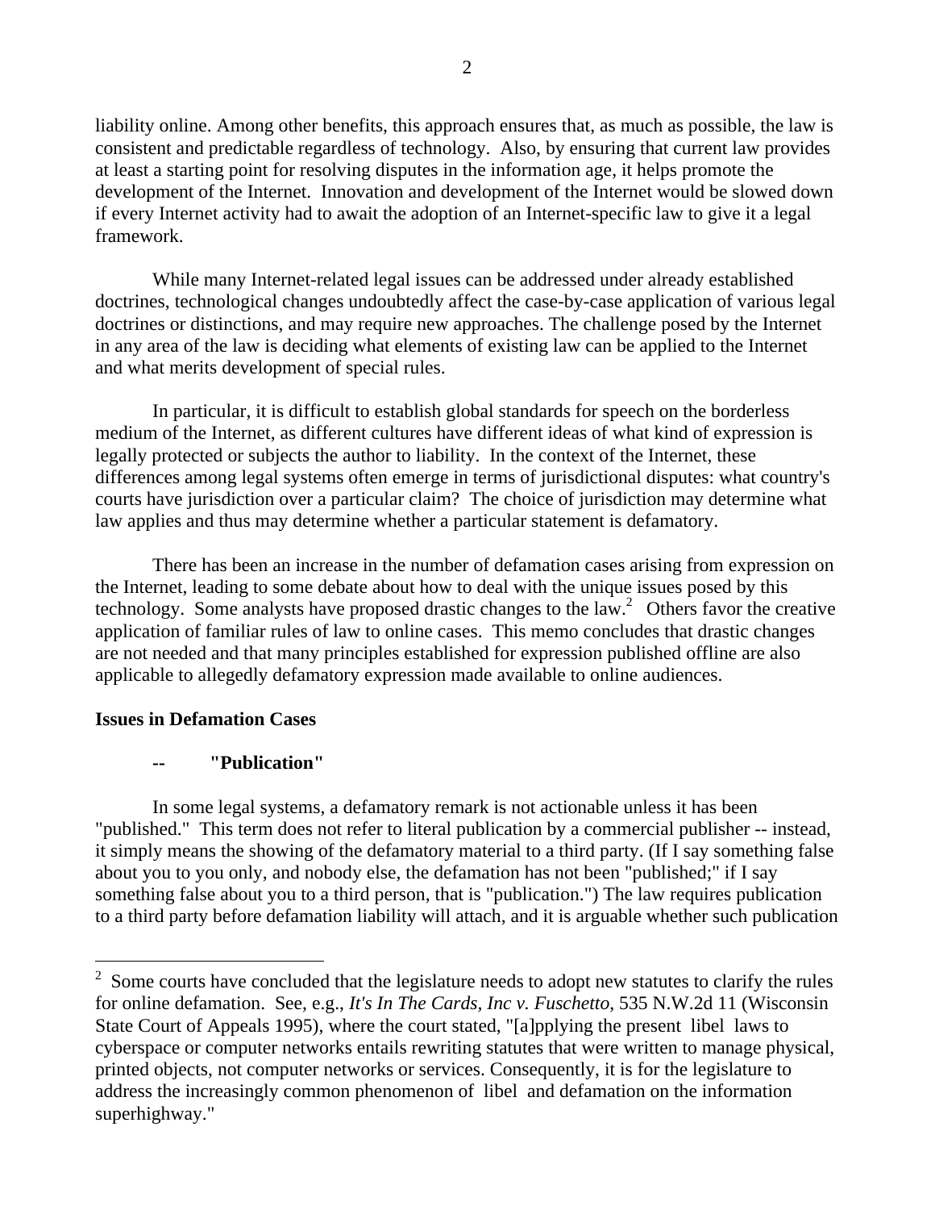liability online. Among other benefits, this approach ensures that, as much as possible, the law is consistent and predictable regardless of technology. Also, by ensuring that current law provides at least a starting point for resolving disputes in the information age, it helps promote the development of the Internet. Innovation and development of the Internet would be slowed down if every Internet activity had to await the adoption of an Internet-specific law to give it a legal framework.

While many Internet-related legal issues can be addressed under already established doctrines, technological changes undoubtedly affect the case-by-case application of various legal doctrines or distinctions, and may require new approaches. The challenge posed by the Internet in any area of the law is deciding what elements of existing law can be applied to the Internet and what merits development of special rules.

In particular, it is difficult to establish global standards for speech on the borderless medium of the Internet, as different cultures have different ideas of what kind of expression is legally protected or subjects the author to liability. In the context of the Internet, these differences among legal systems often emerge in terms of jurisdictional disputes: what country's courts have jurisdiction over a particular claim? The choice of jurisdiction may determine what law applies and thus may determine whether a particular statement is defamatory.

There has been an increase in the number of defamation cases arising from expression on the Internet, leading to some debate about how to deal with the unique issues posed by this technology. Some analysts have proposed drastic changes to the law.[2] Others favor the creative application of familiar rules of law to online cases. This memo concludes that drastic changes are not needed and that many principles established for expression published offline are also applicable to allegedly defamatory expression made available to online audiences.

**Issues in Defamation Cases**

**-- "Publication"**

In some legal systems, a defamatory remark is not actionable unless it has been "published." This term does not refer to literal publication by a commercial publisher -- instead, it simply means the showing of the defamatory material to a third party. (If I say something false about you to you only, and nobody else, the defamation has not been "published;" if I say something false about you to a third person, that is "publication.") The law requires publication to a third party before defamation liability will attach, and it is arguable whether such publication

[2] Some courts have concluded that the legislature needs to adopt new statutes to clarify the rules for online defamation. See, e.g., *It's In The Cards, Inc v. Fuschetto*, 535 N.W.2d 11 (Wisconsin State Court of Appeals 1995), where the court stated, "[a]pplying the present libel laws to cyberspace or computer networks entails rewriting statutes that were written to manage physical, printed objects, not computer networks or services. Consequently, it is for the legislature to address the increasingly common phenomenon of libel and defamation on the information superhighway."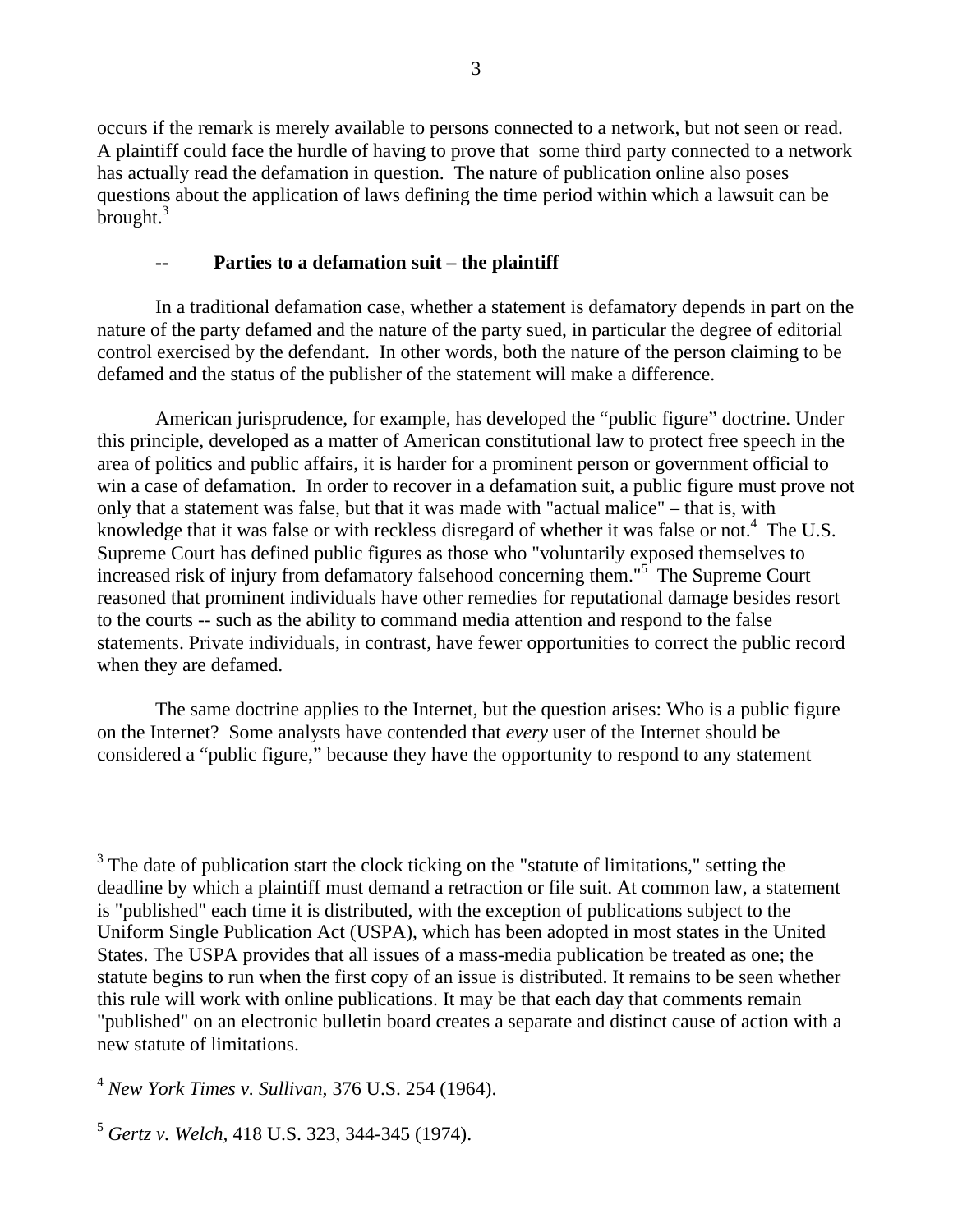occurs if the remark is merely available to persons connected to a network, but not seen or read. A plaintiff could face the hurdle of having to prove that some third party connected to a network has actually read the defamation in question. The nature of publication online also poses questions about the application of laws defining the time period within which a lawsuit can be brought.[3]

### -- Parties to a defamation suit – the plaintiff

In a traditional defamation case, whether a statement is defamatory depends in part on the nature of the party defamed and the nature of the party sued, in particular the degree of editorial control exercised by the defendant. In other words, both the nature of the person claiming to be defamed and the status of the publisher of the statement will make a difference.

American jurisprudence, for example, has developed the "public figure" doctrine. Under this principle, developed as a matter of American constitutional law to protect free speech in the area of politics and public affairs, it is harder for a prominent person or government official to win a case of defamation. In order to recover in a defamation suit, a public figure must prove not only that a statement was false, but that it was made with "actual malice" – that is, with knowledge that it was false or with reckless disregard of whether it was false or not.[4] The U.S. Supreme Court has defined public figures as those who "voluntarily exposed themselves to increased risk of injury from defamatory falsehood concerning them."[5] The Supreme Court reasoned that prominent individuals have other remedies for reputational damage besides resort to the courts -- such as the ability to command media attention and respond to the false statements. Private individuals, in contrast, have fewer opportunities to correct the public record when they are defamed.

The same doctrine applies to the Internet, but the question arises: Who is a public figure on the Internet? Some analysts have contended that *every* user of the Internet should be considered a "public figure," because they have the opportunity to respond to any statement

---

[3] The date of publication start the clock ticking on the "statute of limitations," setting the deadline by which a plaintiff must demand a retraction or file suit. At common law, a statement is "published" each time it is distributed, with the exception of publications subject to the Uniform Single Publication Act (USPA), which has been adopted in most states in the United States. The USPA provides that all issues of a mass-media publication be treated as one; the statute begins to run when the first copy of an issue is distributed. It remains to be seen whether this rule will work with online publications. It may be that each day that comments remain "published" on an electronic bulletin board creates a separate and distinct cause of action with a new statute of limitations.

[4] *New York Times v. Sullivan*, 376 U.S. 254 (1964).

[5] *Gertz v. Welch*, 418 U.S. 323, 344-345 (1974).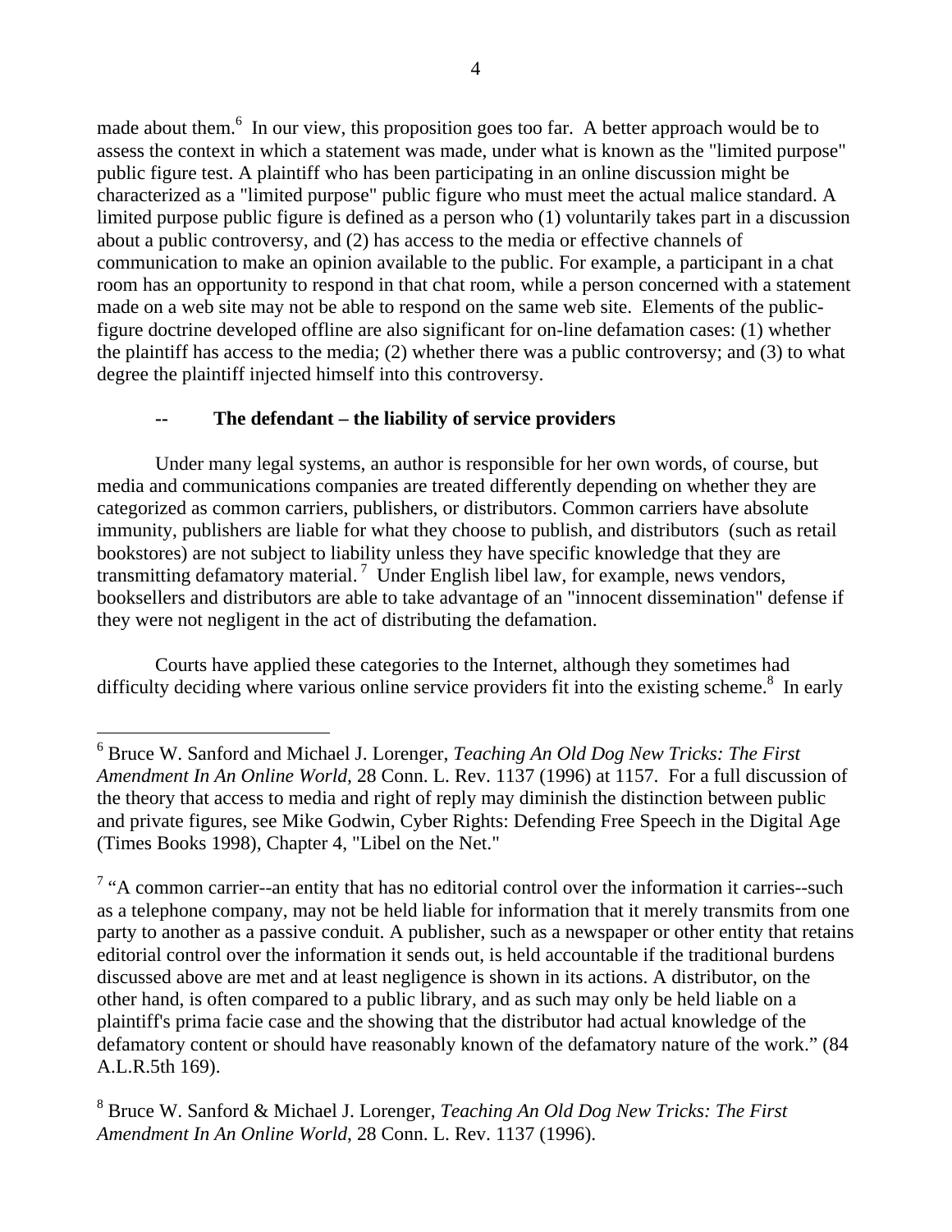made about them.[6] In our view, this proposition goes too far. A better approach would be to assess the context in which a statement was made, under what is known as the "limited purpose" public figure test. A plaintiff who has been participating in an online discussion might be characterized as a "limited purpose" public figure who must meet the actual malice standard. A limited purpose public figure is defined as a person who (1) voluntarily takes part in a discussion about a public controversy, and (2) has access to the media or effective channels of communication to make an opinion available to the public. For example, a participant in a chat room has an opportunity to respond in that chat room, while a person concerned with a statement made on a web site may not be able to respond on the same web site. Elements of the public-figure doctrine developed offline are also significant for on-line defamation cases: (1) whether the plaintiff has access to the media; (2) whether there was a public controversy; and (3) to what degree the plaintiff injected himself into this controversy.

### -- The defendant – the liability of service providers

Under many legal systems, an author is responsible for her own words, of course, but media and communications companies are treated differently depending on whether they are categorized as common carriers, publishers, or distributors. Common carriers have absolute immunity, publishers are liable for what they choose to publish, and distributors (such as retail bookstores) are not subject to liability unless they have specific knowledge that they are transmitting defamatory material.[7] Under English libel law, for example, news vendors, booksellers and distributors are able to take advantage of an "innocent dissemination" defense if they were not negligent in the act of distributing the defamation.

Courts have applied these categories to the Internet, although they sometimes had difficulty deciding where various online service providers fit into the existing scheme.[8] In early

---

[6] Bruce W. Sanford and Michael J. Lorenger, *Teaching An Old Dog New Tricks: The First Amendment In An Online World,* 28 Conn. L. Rev. 1137 (1996) at 1157. For a full discussion of the theory that access to media and right of reply may diminish the distinction between public and private figures, see Mike Godwin, Cyber Rights: Defending Free Speech in the Digital Age (Times Books 1998), Chapter 4, "Libel on the Net."

[7] "A common carrier--an entity that has no editorial control over the information it carries--such as a telephone company, may not be held liable for information that it merely transmits from one party to another as a passive conduit. A publisher, such as a newspaper or other entity that retains editorial control over the information it sends out, is held accountable if the traditional burdens discussed above are met and at least negligence is shown in its actions. A distributor, on the other hand, is often compared to a public library, and as such may only be held liable on a plaintiff's prima facie case and the showing that the distributor had actual knowledge of the defamatory content or should have reasonably known of the defamatory nature of the work." (84 A.L.R.5th 169).

[8] Bruce W. Sanford & Michael J. Lorenger, *Teaching An Old Dog New Tricks: The First Amendment In An Online World*, 28 Conn. L. Rev. 1137 (1996).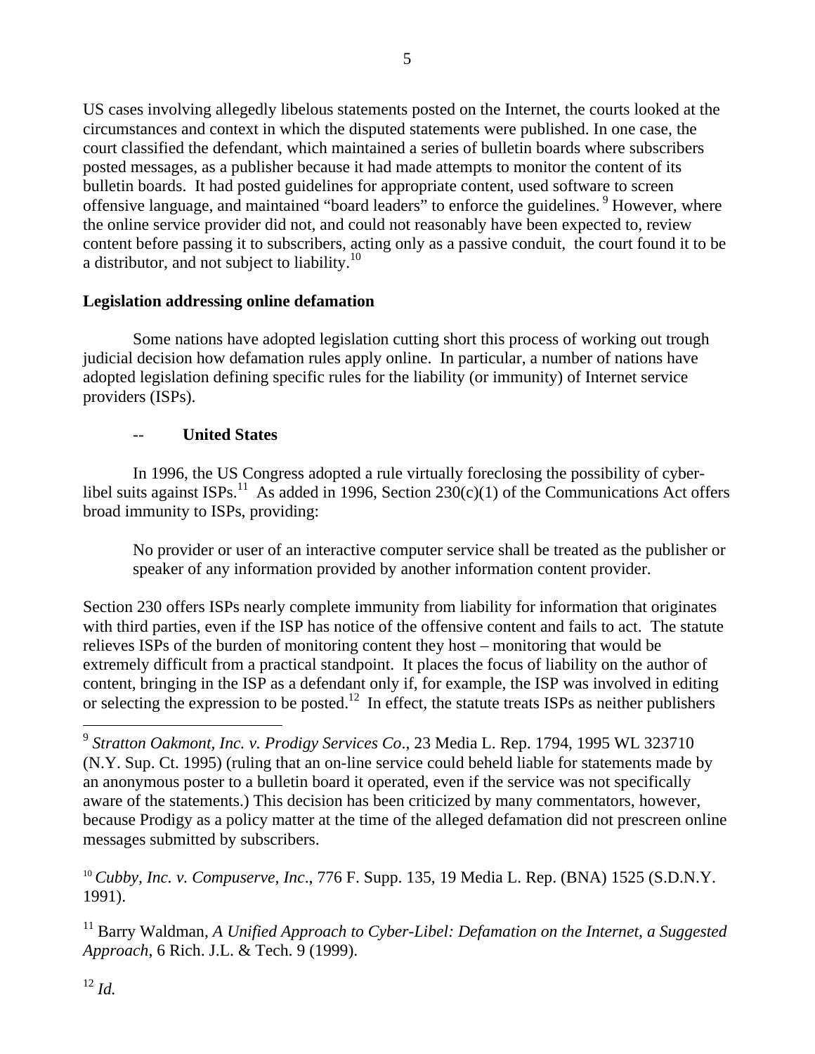US cases involving allegedly libelous statements posted on the Internet, the courts looked at the circumstances and context in which the disputed statements were published. In one case, the court classified the defendant, which maintained a series of bulletin boards where subscribers posted messages, as a publisher because it had made attempts to monitor the content of its bulletin boards. It had posted guidelines for appropriate content, used software to screen offensive language, and maintained "board leaders" to enforce the guidelines.[9] However, where the online service provider did not, and could not reasonably have been expected to, review content before passing it to subscribers, acting only as a passive conduit, the court found it to be a distributor, and not subject to liability.[10]

**Legislation addressing online defamation**

Some nations have adopted legislation cutting short this process of working out trough judicial decision how defamation rules apply online. In particular, a number of nations have adopted legislation defining specific rules for the liability (or immunity) of Internet service providers (ISPs).

-- **United States**

In 1996, the US Congress adopted a rule virtually foreclosing the possibility of cyber-libel suits against ISPs.[11] As added in 1996, Section 230(c)(1) of the Communications Act offers broad immunity to ISPs, providing:

> No provider or user of an interactive computer service shall be treated as the publisher or speaker of any information provided by another information content provider.

Section 230 offers ISPs nearly complete immunity from liability for information that originates with third parties, even if the ISP has notice of the offensive content and fails to act. The statute relieves ISPs of the burden of monitoring content they host – monitoring that would be extremely difficult from a practical standpoint. It places the focus of liability on the author of content, bringing in the ISP as a defendant only if, for example, the ISP was involved in editing or selecting the expression to be posted.[12] In effect, the statute treats ISPs as neither publishers

---

[9] *Stratton Oakmont, Inc. v. Prodigy Services Co*., 23 Media L. Rep. 1794, 1995 WL 323710 (N.Y. Sup. Ct. 1995) (ruling that an on-line service could beheld liable for statements made by an anonymous poster to a bulletin board it operated, even if the service was not specifically aware of the statements.) This decision has been criticized by many commentators, however, because Prodigy as a policy matter at the time of the alleged defamation did not prescreen online messages submitted by subscribers.

[10] *Cubby, Inc. v. Compuserve, Inc*., 776 F. Supp. 135, 19 Media L. Rep. (BNA) 1525 (S.D.N.Y. 1991).

[11] Barry Waldman, *A Unified Approach to Cyber-Libel: Defamation on the Internet, a Suggested Approach*, 6 Rich. J.L. & Tech. 9 (1999).

[12] *Id.*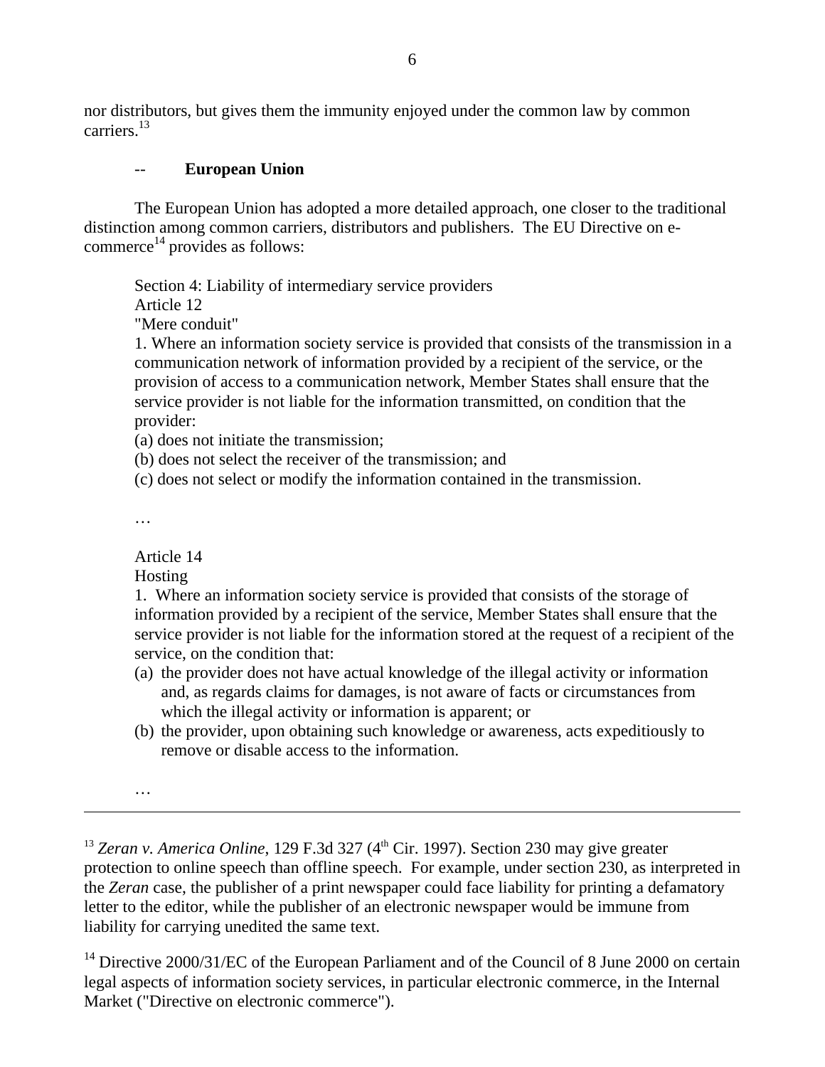nor distributors, but gives them the immunity enjoyed under the common law by common carriers.[13]

-- **European Union**

The European Union has adopted a more detailed approach, one closer to the traditional distinction among common carriers, distributors and publishers. The EU Directive on e-commerce[14] provides as follows:

> Section 4: Liability of intermediary service providers
> Article 12
> "Mere conduit"
> 1. Where an information society service is provided that consists of the transmission in a communication network of information provided by a recipient of the service, or the provision of access to a communication network, Member States shall ensure that the service provider is not liable for the information transmitted, on condition that the provider:
> (a) does not initiate the transmission;
> (b) does not select the receiver of the transmission; and
> (c) does not select or modify the information contained in the transmission.
>
> …
>
> Article 14
> Hosting
> 1. Where an information society service is provided that consists of the storage of information provided by a recipient of the service, Member States shall ensure that the service provider is not liable for the information stored at the request of a recipient of the service, on the condition that:
> (a) the provider does not have actual knowledge of the illegal activity or information and, as regards claims for damages, is not aware of facts or circumstances from which the illegal activity or information is apparent; or
> (b) the provider, upon obtaining such knowledge or awareness, acts expeditiously to remove or disable access to the information.
>
> …

---

[13] *Zeran v. America Online*, 129 F.3d 327 (4th Cir. 1997). Section 230 may give greater protection to online speech than offline speech. For example, under section 230, as interpreted in the *Zeran* case, the publisher of a print newspaper could face liability for printing a defamatory letter to the editor, while the publisher of an electronic newspaper would be immune from liability for carrying unedited the same text.

[14] Directive 2000/31/EC of the European Parliament and of the Council of 8 June 2000 on certain legal aspects of information society services, in particular electronic commerce, in the Internal Market ("Directive on electronic commerce").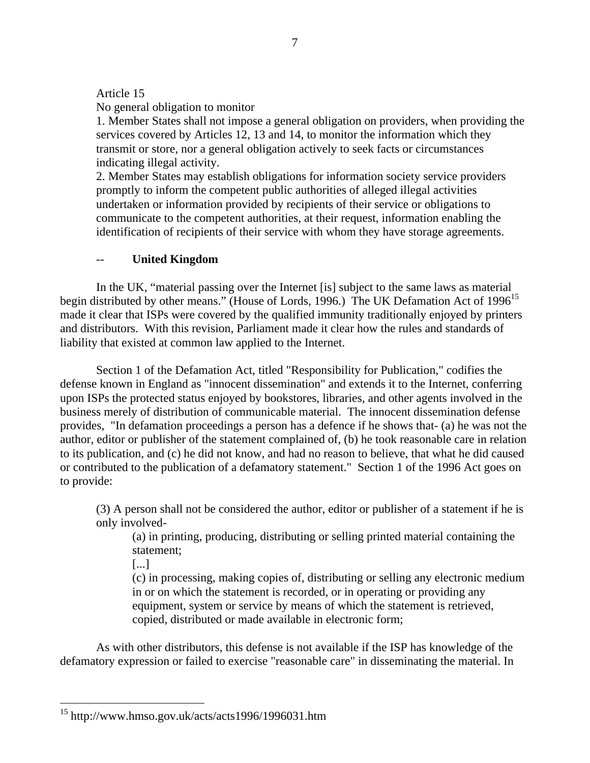Article 15
No general obligation to monitor
1. Member States shall not impose a general obligation on providers, when providing the services covered by Articles 12, 13 and 14, to monitor the information which they transmit or store, nor a general obligation actively to seek facts or circumstances indicating illegal activity.
2. Member States may establish obligations for information society service providers promptly to inform the competent public authorities of alleged illegal activities undertaken or information provided by recipients of their service or obligations to communicate to the competent authorities, at their request, information enabling the identification of recipients of their service with whom they have storage agreements.

-- **United Kingdom**

In the UK, "material passing over the Internet [is] subject to the same laws as material begin distributed by other means." (House of Lords, 1996.) The UK Defamation Act of 1996[15] made it clear that ISPs were covered by the qualified immunity traditionally enjoyed by printers and distributors. With this revision, Parliament made it clear how the rules and standards of liability that existed at common law applied to the Internet.

Section 1 of the Defamation Act, titled "Responsibility for Publication," codifies the defense known in England as "innocent dissemination" and extends it to the Internet, conferring upon ISPs the protected status enjoyed by bookstores, libraries, and other agents involved in the business merely of distribution of communicable material. The innocent dissemination defense provides, "In defamation proceedings a person has a defence if he shows that- (a) he was not the author, editor or publisher of the statement complained of, (b) he took reasonable care in relation to its publication, and (c) he did not know, and had no reason to believe, that what he did caused or contributed to the publication of a defamatory statement." Section 1 of the 1996 Act goes on to provide:

> (3) A person shall not be considered the author, editor or publisher of a statement if he is only involved-
>
> > (a) in printing, producing, distributing or selling printed material containing the statement;
> >
> > [...]
> >
> > (c) in processing, making copies of, distributing or selling any electronic medium in or on which the statement is recorded, or in operating or providing any equipment, system or service by means of which the statement is retrieved, copied, distributed or made available in electronic form;

As with other distributors, this defense is not available if the ISP has knowledge of the defamatory expression or failed to exercise "reasonable care" in disseminating the material. In

[15] http://www.hmso.gov.uk/acts/acts1996/1996031.htm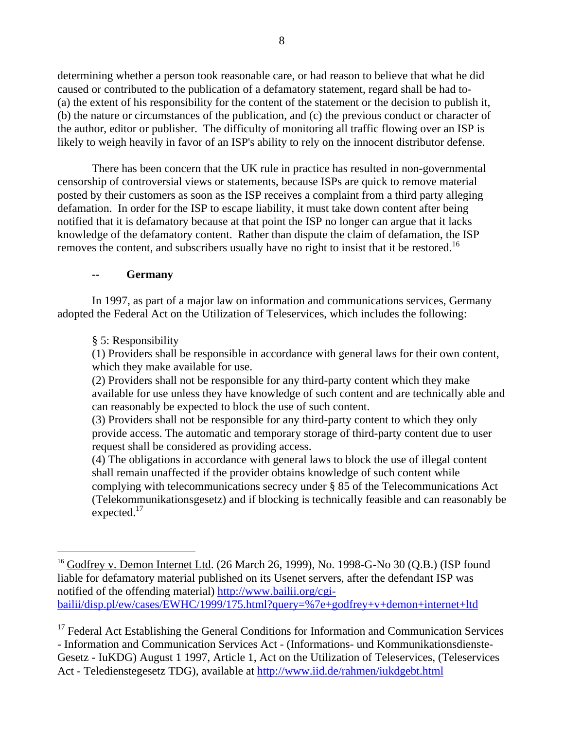determining whether a person took reasonable care, or had reason to believe that what he did caused or contributed to the publication of a defamatory statement, regard shall be had to- (a) the extent of his responsibility for the content of the statement or the decision to publish it, (b) the nature or circumstances of the publication, and (c) the previous conduct or character of the author, editor or publisher. The difficulty of monitoring all traffic flowing over an ISP is likely to weigh heavily in favor of an ISP's ability to rely on the innocent distributor defense.

There has been concern that the UK rule in practice has resulted in non-governmental censorship of controversial views or statements, because ISPs are quick to remove material posted by their customers as soon as the ISP receives a complaint from a third party alleging defamation. In order for the ISP to escape liability, it must take down content after being notified that it is defamatory because at that point the ISP no longer can argue that it lacks knowledge of the defamatory content. Rather than dispute the claim of defamation, the ISP removes the content, and subscribers usually have no right to insist that it be restored.[16]

**-- Germany**

In 1997, as part of a major law on information and communications services, Germany adopted the Federal Act on the Utilization of Teleservices, which includes the following:

> § 5: Responsibility
> (1) Providers shall be responsible in accordance with general laws for their own content, which they make available for use.
> (2) Providers shall not be responsible for any third-party content which they make available for use unless they have knowledge of such content and are technically able and can reasonably be expected to block the use of such content.
> (3) Providers shall not be responsible for any third-party content to which they only provide access. The automatic and temporary storage of third-party content due to user request shall be considered as providing access.
> (4) The obligations in accordance with general laws to block the use of illegal content shall remain unaffected if the provider obtains knowledge of such content while complying with telecommunications secrecy under § 85 of the Telecommunications Act (Telekommunikationsgesetz) and if blocking is technically feasible and can reasonably be expected.[17]

---

[16] Godfrey v. Demon Internet Ltd. (26 March 26, 1999), No. 1998-G-No 30 (Q.B.) (ISP found liable for defamatory material published on its Usenet servers, after the defendant ISP was notified of the offending material) http://www.bailii.org/cgi-bailii/disp.pl/ew/cases/EWHC/1999/175.html?query=%7e+godfrey+v+demon+internet+ltd

[17] Federal Act Establishing the General Conditions for Information and Communication Services - Information and Communication Services Act - (Informations- und Kommunikationsdienste-Gesetz - IuKDG) August 1 1997, Article 1, Act on the Utilization of Teleservices, (Teleservices Act - Teledienstegesetz TDG), available at http://www.iid.de/rahmen/iukdgebt.html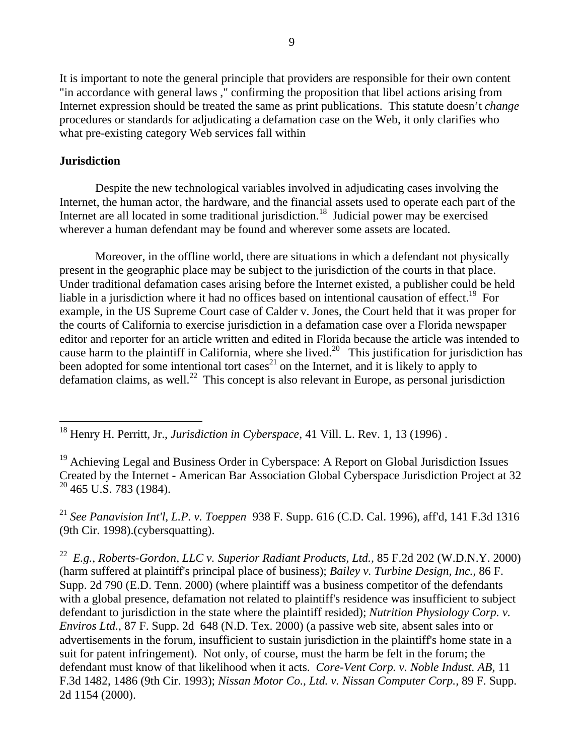It is important to note the general principle that providers are responsible for their own content "in accordance with general laws ," confirming the proposition that libel actions arising from Internet expression should be treated the same as print publications. This statute doesn't *change* procedures or standards for adjudicating a defamation case on the Web, it only clarifies who what pre-existing category Web services fall within

**Jurisdiction**

Despite the new technological variables involved in adjudicating cases involving the Internet, the human actor, the hardware, and the financial assets used to operate each part of the Internet are all located in some traditional jurisdiction.[18] Judicial power may be exercised wherever a human defendant may be found and wherever some assets are located.

Moreover, in the offline world, there are situations in which a defendant not physically present in the geographic place may be subject to the jurisdiction of the courts in that place. Under traditional defamation cases arising before the Internet existed, a publisher could be held liable in a jurisdiction where it had no offices based on intentional causation of effect.[19] For example, in the US Supreme Court case of Calder v. Jones, the Court held that it was proper for the courts of California to exercise jurisdiction in a defamation case over a Florida newspaper editor and reporter for an article written and edited in Florida because the article was intended to cause harm to the plaintiff in California, where she lived.[20] This justification for jurisdiction has been adopted for some intentional tort cases[21] on the Internet, and it is likely to apply to defamation claims, as well.[22] This concept is also relevant in Europe, as personal jurisdiction

---

[18] Henry H. Perritt, Jr., *Jurisdiction in Cyberspace*, 41 Vill. L. Rev. 1, 13 (1996) .

[19] Achieving Legal and Business Order in Cyberspace: A Report on Global Jurisdiction Issues Created by the Internet - American Bar Association Global Cyberspace Jurisdiction Project at 32

[20] 465 U.S. 783 (1984).

[21] *See Panavision Int'l, L.P. v. Toeppen* 938 F. Supp. 616 (C.D. Cal. 1996), aff'd, 141 F.3d 1316 (9th Cir. 1998).(cybersquatting).

[22] *E.g., Roberts-Gordon, LLC v. Superior Radiant Products, Ltd.,* 85 F.2d 202 (W.D.N.Y. 2000) (harm suffered at plaintiff's principal place of business); *Bailey v. Turbine Design, Inc.*, 86 F. Supp. 2d 790 (E.D. Tenn. 2000) (where plaintiff was a business competitor of the defendants with a global presence, defamation not related to plaintiff's residence was insufficient to subject defendant to jurisdiction in the state where the plaintiff resided); *Nutrition Physiology Corp. v. Enviros Ltd.*, 87 F. Supp. 2d 648 (N.D. Tex. 2000) (a passive web site, absent sales into or advertisements in the forum, insufficient to sustain jurisdiction in the plaintiff's home state in a suit for patent infringement). Not only, of course, must the harm be felt in the forum; the defendant must know of that likelihood when it acts. *Core-Vent Corp. v. Noble Indust. AB,* 11 F.3d 1482, 1486 (9th Cir. 1993); *Nissan Motor Co., Ltd. v. Nissan Computer Corp.*, 89 F. Supp. 2d 1154 (2000).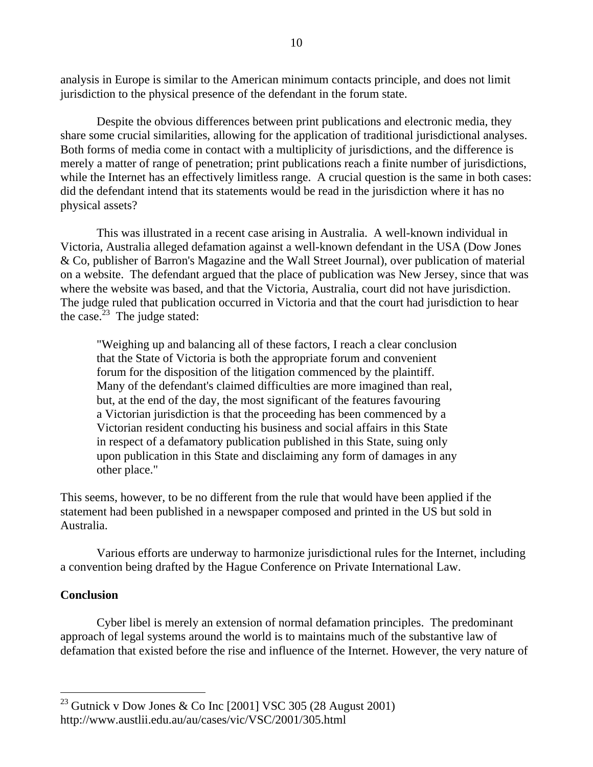analysis in Europe is similar to the American minimum contacts principle, and does not limit jurisdiction to the physical presence of the defendant in the forum state.

Despite the obvious differences between print publications and electronic media, they share some crucial similarities, allowing for the application of traditional jurisdictional analyses. Both forms of media come in contact with a multiplicity of jurisdictions, and the difference is merely a matter of range of penetration; print publications reach a finite number of jurisdictions, while the Internet has an effectively limitless range. A crucial question is the same in both cases: did the defendant intend that its statements would be read in the jurisdiction where it has no physical assets?

This was illustrated in a recent case arising in Australia. A well-known individual in Victoria, Australia alleged defamation against a well-known defendant in the USA (Dow Jones & Co, publisher of Barron's Magazine and the Wall Street Journal), over publication of material on a website. The defendant argued that the place of publication was New Jersey, since that was where the website was based, and that the Victoria, Australia, court did not have jurisdiction. The judge ruled that publication occurred in Victoria and that the court had jurisdiction to hear the case.[23] The judge stated:

> "Weighing up and balancing all of these factors, I reach a clear conclusion that the State of Victoria is both the appropriate forum and convenient forum for the disposition of the litigation commenced by the plaintiff. Many of the defendant's claimed difficulties are more imagined than real, but, at the end of the day, the most significant of the features favouring a Victorian jurisdiction is that the proceeding has been commenced by a Victorian resident conducting his business and social affairs in this State in respect of a defamatory publication published in this State, suing only upon publication in this State and disclaiming any form of damages in any other place."

This seems, however, to be no different from the rule that would have been applied if the statement had been published in a newspaper composed and printed in the US but sold in Australia.

Various efforts are underway to harmonize jurisdictional rules for the Internet, including a convention being drafted by the Hague Conference on Private International Law.

**Conclusion**

Cyber libel is merely an extension of normal defamation principles. The predominant approach of legal systems around the world is to maintains much of the substantive law of defamation that existed before the rise and influence of the Internet. However, the very nature of

---

[23] Gutnick v Dow Jones & Co Inc [2001] VSC 305 (28 August 2001) http://www.austlii.edu.au/au/cases/vic/VSC/2001/305.html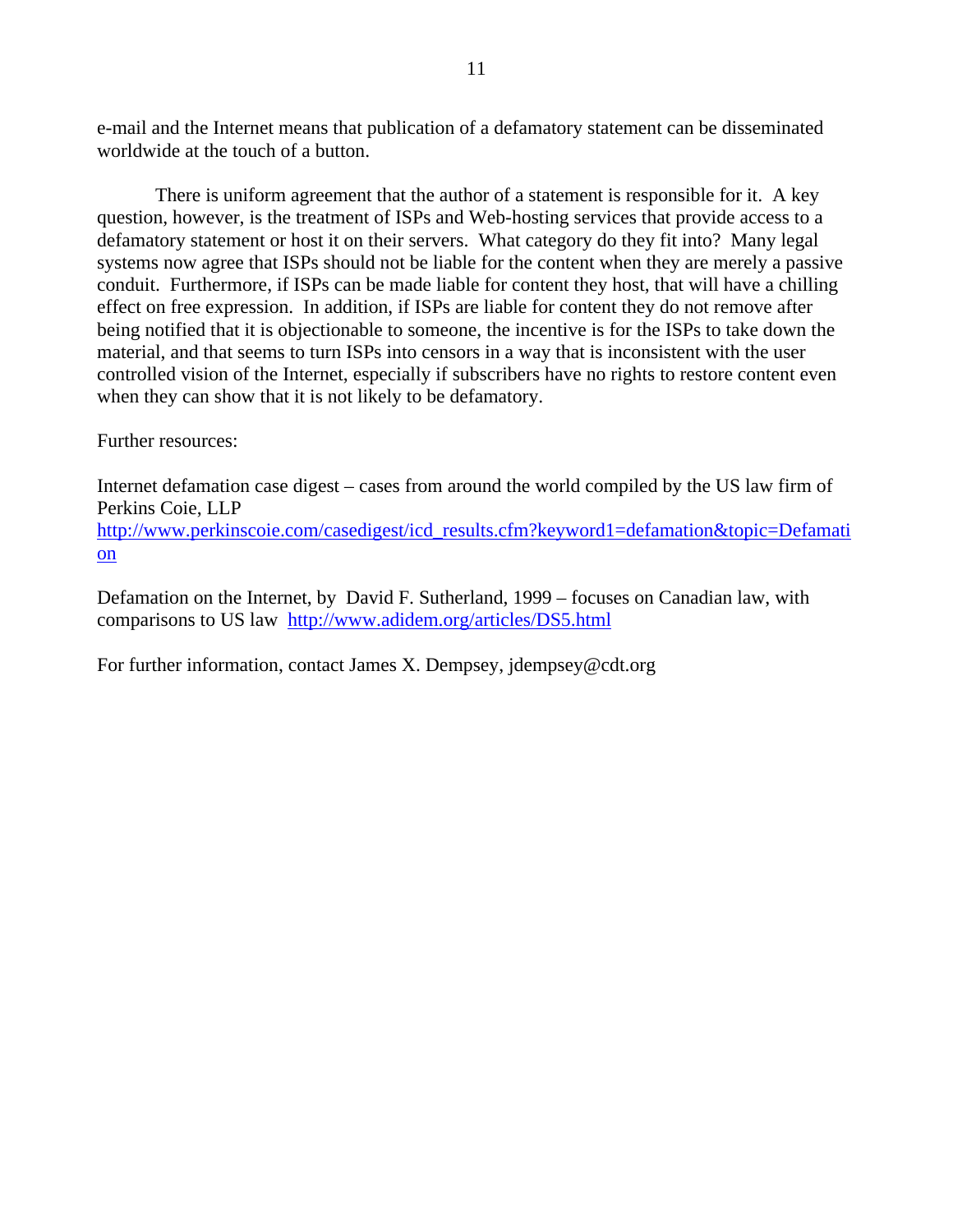e-mail and the Internet means that publication of a defamatory statement can be disseminated worldwide at the touch of a button.

There is uniform agreement that the author of a statement is responsible for it. A key question, however, is the treatment of ISPs and Web-hosting services that provide access to a defamatory statement or host it on their servers. What category do they fit into? Many legal systems now agree that ISPs should not be liable for the content when they are merely a passive conduit. Furthermore, if ISPs can be made liable for content they host, that will have a chilling effect on free expression. In addition, if ISPs are liable for content they do not remove after being notified that it is objectionable to someone, the incentive is for the ISPs to take down the material, and that seems to turn ISPs into censors in a way that is inconsistent with the user controlled vision of the Internet, especially if subscribers have no rights to restore content even when they can show that it is not likely to be defamatory.

Further resources:

Internet defamation case digest – cases from around the world compiled by the US law firm of Perkins Coie, LLP
http://www.perkinscoie.com/casedigest/icd_results.cfm?keyword1=defamation&topic=Defamation

Defamation on the Internet, by David F. Sutherland, 1999 – focuses on Canadian law, with comparisons to US law http://www.adidem.org/articles/DS5.html

For further information, contact James X. Dempsey, jdempsey@cdt.org